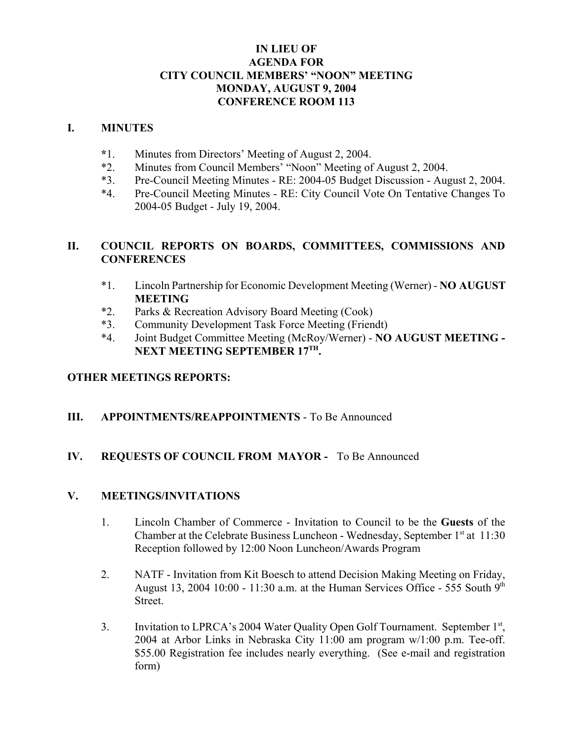# IN LIEU OF
# AGENDA FOR
# CITY COUNCIL MEMBERS' "NOON" MEETING
# MONDAY, AUGUST 9, 2004
# CONFERENCE ROOM 113

## I. MINUTES

*1. Minutes from Directors' Meeting of August 2, 2004.

*2. Minutes from Council Members' "Noon" Meeting of August 2, 2004.

*3. Pre-Council Meeting Minutes - RE: 2004-05 Budget Discussion - August 2, 2004.

*4. Pre-Council Meeting Minutes - RE: City Council Vote On Tentative Changes To 2004-05 Budget - July 19, 2004.

## II. COUNCIL REPORTS ON BOARDS, COMMITTEES, COMMISSIONS AND CONFERENCES

*1. Lincoln Partnership for Economic Development Meeting (Werner) - **NO AUGUST MEETING**

*2. Parks & Recreation Advisory Board Meeting (Cook)

*3. Community Development Task Force Meeting (Friendt)

*4. Joint Budget Committee Meeting (McRoy/Werner) - **NO AUGUST MEETING - NEXT MEETING SEPTEMBER 17TH.**

## OTHER MEETINGS REPORTS:

## III. APPOINTMENTS/REAPPOINTMENTS - To Be Announced

## IV. REQUESTS OF COUNCIL FROM MAYOR - To Be Announced

## V. MEETINGS/INVITATIONS

1. Lincoln Chamber of Commerce - Invitation to Council to be the **Guests** of the Chamber at the Celebrate Business Luncheon - Wednesday, September 1st at 11:30 Reception followed by 12:00 Noon Luncheon/Awards Program

2. NATF - Invitation from Kit Boesch to attend Decision Making Meeting on Friday, August 13, 2004 10:00 - 11:30 a.m. at the Human Services Office - 555 South 9th Street.

3. Invitation to LPRCA's 2004 Water Quality Open Golf Tournament. September 1st, 2004 at Arbor Links in Nebraska City 11:00 am program w/1:00 p.m. Tee-off. $55.00 Registration fee includes nearly everything. (See e-mail and registration form)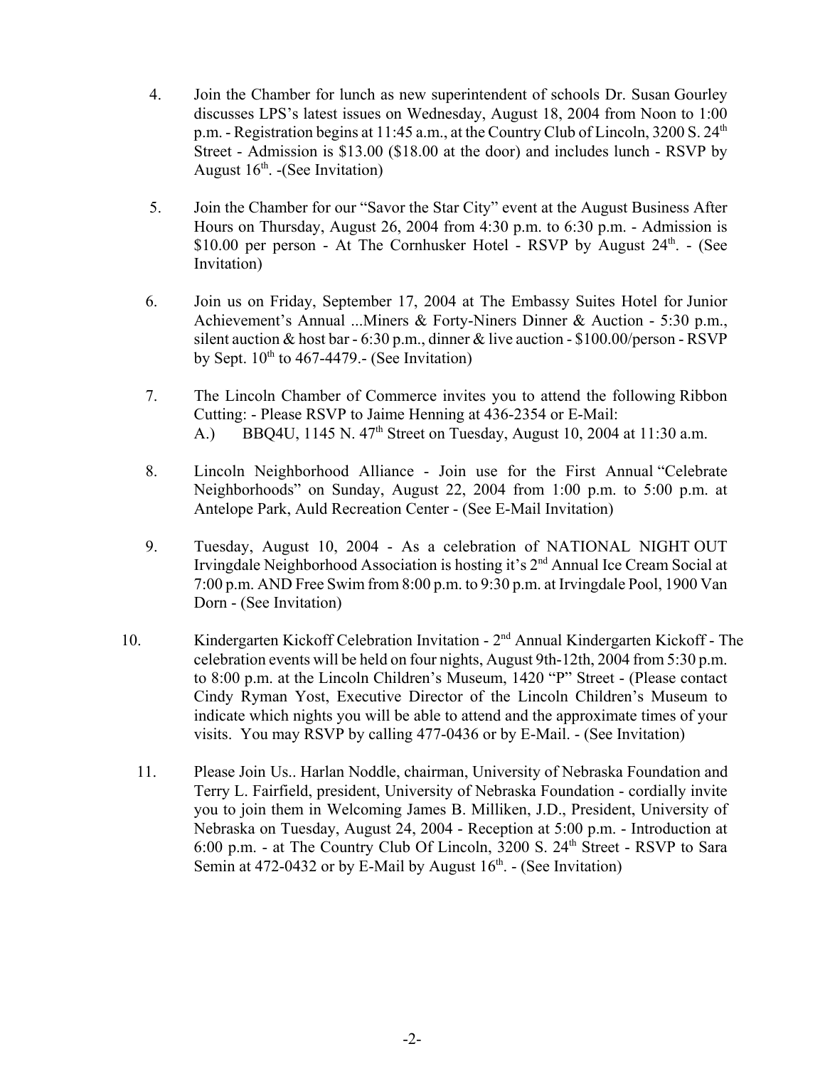4. Join the Chamber for lunch as new superintendent of schools Dr. Susan Gourley discusses LPS's latest issues on Wednesday, August 18, 2004 from Noon to 1:00 p.m. - Registration begins at 11:45 a.m., at the Country Club of Lincoln, 3200 S. 24th Street - Admission is $13.00 ($18.00 at the door) and includes lunch - RSVP by August 16th. -(See Invitation)

5. Join the Chamber for our "Savor the Star City" event at the August Business After Hours on Thursday, August 26, 2004 from 4:30 p.m. to 6:30 p.m. - Admission is $10.00 per person - At The Cornhusker Hotel - RSVP by August 24th. - (See Invitation)

6. Join us on Friday, September 17, 2004 at The Embassy Suites Hotel for Junior Achievement's Annual ...Miners & Forty-Niners Dinner & Auction - 5:30 p.m., silent auction & host bar - 6:30 p.m., dinner & live auction - $100.00/person - RSVP by Sept. 10th to 467-4479.- (See Invitation)

7. The Lincoln Chamber of Commerce invites you to attend the following Ribbon Cutting: - Please RSVP to Jaime Henning at 436-2354 or E-Mail:
   A.) BBQ4U, 1145 N. 47th Street on Tuesday, August 10, 2004 at 11:30 a.m.

8. Lincoln Neighborhood Alliance - Join use for the First Annual "Celebrate Neighborhoods" on Sunday, August 22, 2004 from 1:00 p.m. to 5:00 p.m. at Antelope Park, Auld Recreation Center - (See E-Mail Invitation)

9. Tuesday, August 10, 2004 - As a celebration of NATIONAL NIGHT OUT Irvingdale Neighborhood Association is hosting it's 2nd Annual Ice Cream Social at 7:00 p.m. AND Free Swim from 8:00 p.m. to 9:30 p.m. at Irvingdale Pool, 1900 Van Dorn - (See Invitation)

10. Kindergarten Kickoff Celebration Invitation - 2nd Annual Kindergarten Kickoff - The celebration events will be held on four nights, August 9th-12th, 2004 from 5:30 p.m. to 8:00 p.m. at the Lincoln Children's Museum, 1420 "P" Street - (Please contact Cindy Ryman Yost, Executive Director of the Lincoln Children's Museum to indicate which nights you will be able to attend and the approximate times of your visits. You may RSVP by calling 477-0436 or by E-Mail. - (See Invitation)

11. Please Join Us.. Harlan Noddle, chairman, University of Nebraska Foundation and Terry L. Fairfield, president, University of Nebraska Foundation - cordially invite you to join them in Welcoming James B. Milliken, J.D., President, University of Nebraska on Tuesday, August 24, 2004 - Reception at 5:00 p.m. - Introduction at 6:00 p.m. - at The Country Club Of Lincoln, 3200 S. 24th Street - RSVP to Sara Semin at 472-0432 or by E-Mail by August 16th. - (See Invitation)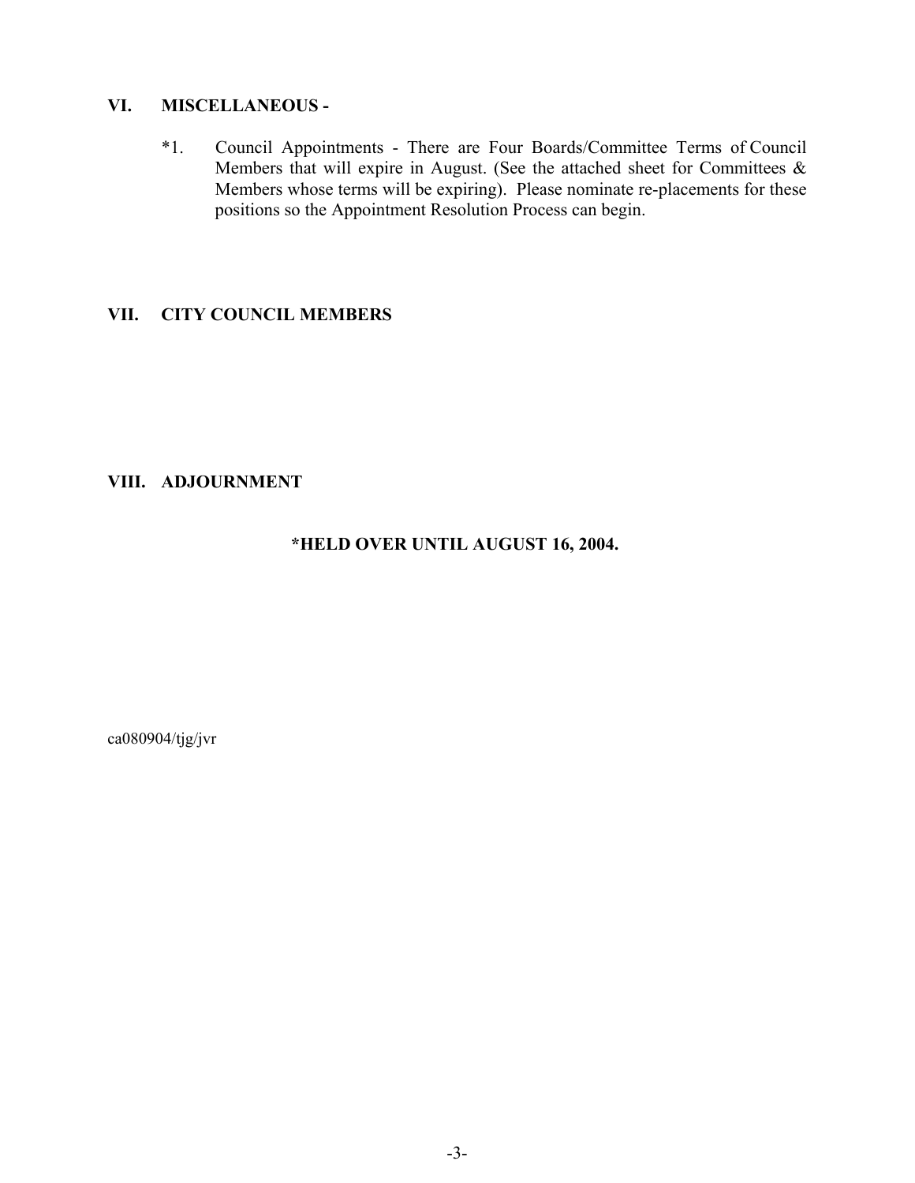## VI. MISCELLANEOUS -

*1. Council Appointments - There are Four Boards/Committee Terms of Council Members that will expire in August. (See the attached sheet for Committees & Members whose terms will be expiring). Please nominate re-placements for these positions so the Appointment Resolution Process can begin.

## VII. CITY COUNCIL MEMBERS

## VIII. ADJOURNMENT

**\*HELD OVER UNTIL AUGUST 16, 2004.**

ca080904/tjg/jvr